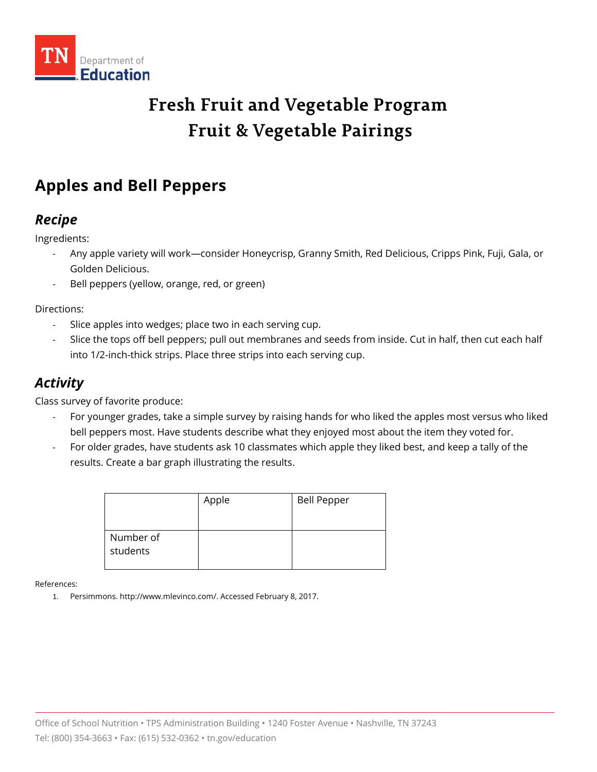# Fresh Fruit and Vegetable Program
# Fruit & Vegetable Pairings

## Apples and Bell Peppers

### *Recipe*

Ingredients:

- Any apple variety will work—consider Honeycrisp, Granny Smith, Red Delicious, Cripps Pink, Fuji, Gala, or Golden Delicious.
- Bell peppers (yellow, orange, red, or green)

Directions:

- Slice apples into wedges; place two in each serving cup.
- Slice the tops off bell peppers; pull out membranes and seeds from inside. Cut in half, then cut each half into 1/2-inch-thick strips. Place three strips into each serving cup.

### *Activity*

Class survey of favorite produce:

- For younger grades, take a simple survey by raising hands for who liked the apples most versus who liked bell peppers most. Have students describe what they enjoyed most about the item they voted for.
- For older grades, have students ask 10 classmates which apple they liked best, and keep a tally of the results. Create a bar graph illustrating the results.

| | Apple | Bell Pepper |
|---|---|---|
| Number of students | | |

References:

1. Persimmons. http://www.mlevinco.com/. Accessed February 8, 2017.

Office of School Nutrition • TPS Administration Building • 1240 Foster Avenue • Nashville, TN 37243
Tel: (800) 354-3663 • Fax: (615) 532-0362 • tn.gov/education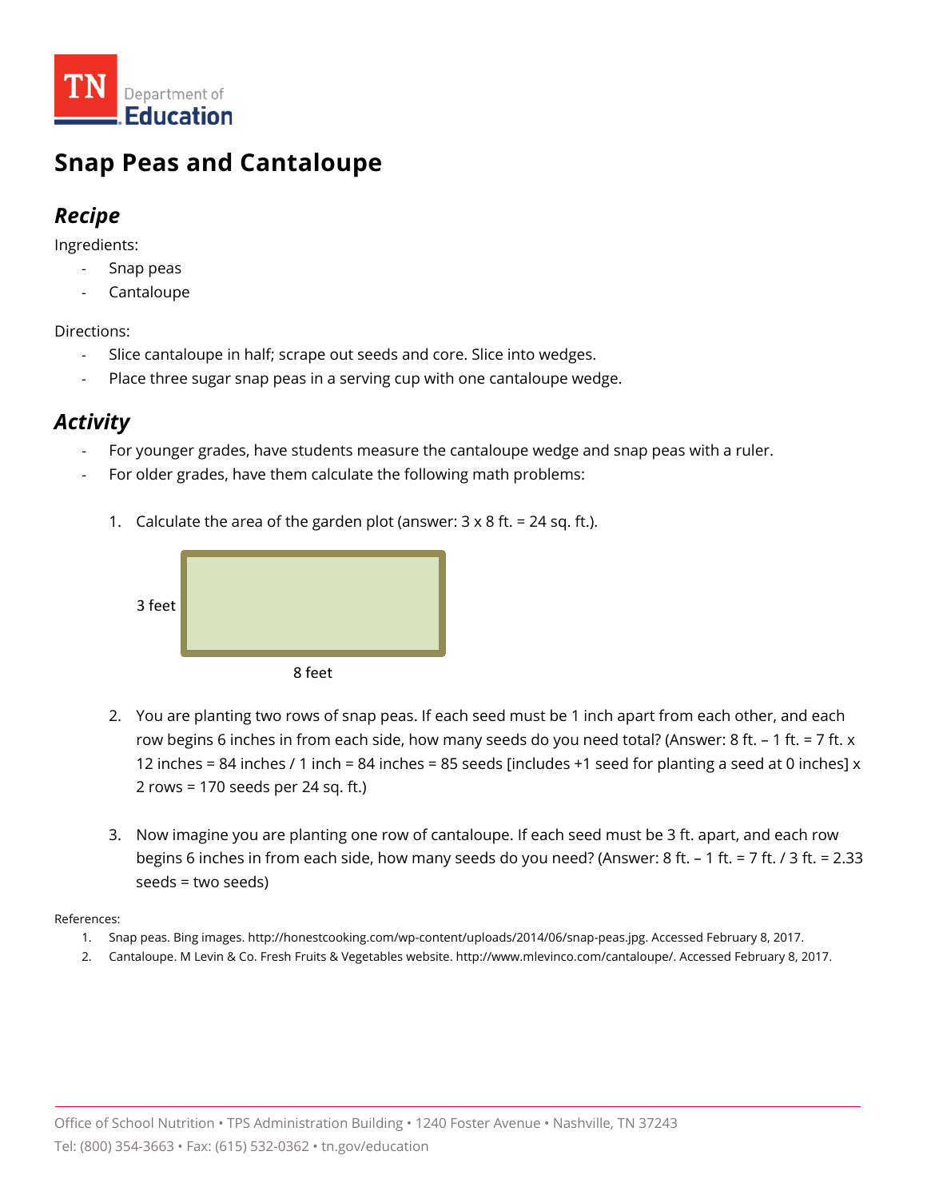# Snap Peas and Cantaloupe

## *Recipe*

Ingredients:

- Snap peas
- Cantaloupe

Directions:

- Slice cantaloupe in half; scrape out seeds and core. Slice into wedges.
- Place three sugar snap peas in a serving cup with one cantaloupe wedge.

## *Activity*

- For younger grades, have students measure the cantaloupe wedge and snap peas with a ruler.
- For older grades, have them calculate the following math problems:

1. Calculate the area of the garden plot (answer: 3 x 8 ft. = 24 sq. ft.).

3 feet

8 feet

2. You are planting two rows of snap peas. If each seed must be 1 inch apart from each other, and each row begins 6 inches in from each side, how many seeds do you need total? (Answer: 8 ft. – 1 ft. = 7 ft. x 12 inches = 84 inches / 1 inch = 84 inches = 85 seeds [includes +1 seed for planting a seed at 0 inches] x 2 rows = 170 seeds per 24 sq. ft.)

3. Now imagine you are planting one row of cantaloupe. If each seed must be 3 ft. apart, and each row begins 6 inches in from each side, how many seeds do you need? (Answer: 8 ft. – 1 ft. = 7 ft. / 3 ft. = 2.33 seeds = two seeds)

References:

1. Snap peas. Bing images. http://honestcooking.com/wp-content/uploads/2014/06/snap-peas.jpg. Accessed February 8, 2017.
2. Cantaloupe. M Levin & Co. Fresh Fruits & Vegetables website. http://www.mlevinco.com/cantaloupe/. Accessed February 8, 2017.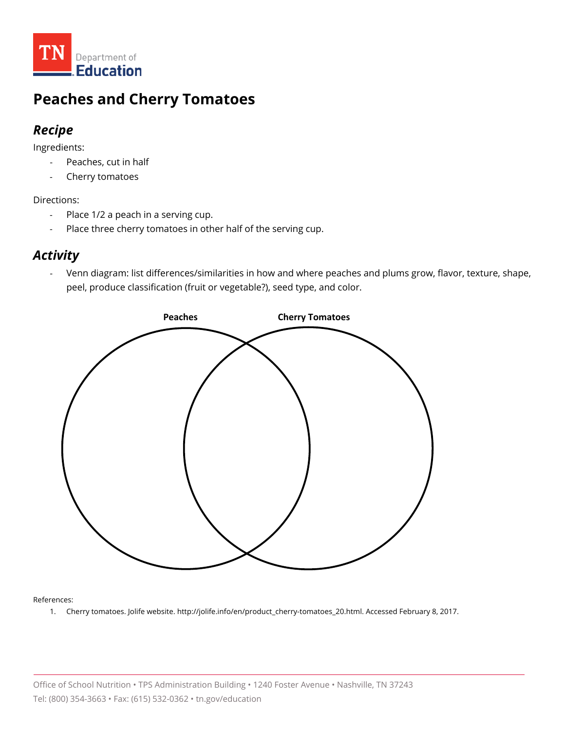# Peaches and Cherry Tomatoes

## *Recipe*

Ingredients:

- Peaches, cut in half
- Cherry tomatoes

Directions:

- Place 1/2 a peach in a serving cup.
- Place three cherry tomatoes in other half of the serving cup.

## *Activity*

- Venn diagram: list differences/similarities in how and where peaches and plums grow, flavor, texture, shape, peel, produce classification (fruit or vegetable?), seed type, and color.

**Peaches** **Cherry Tomatoes**

References:

1. Cherry tomatoes. Jolife website. http://jolife.info/en/product_cherry-tomatoes_20.html. Accessed February 8, 2017.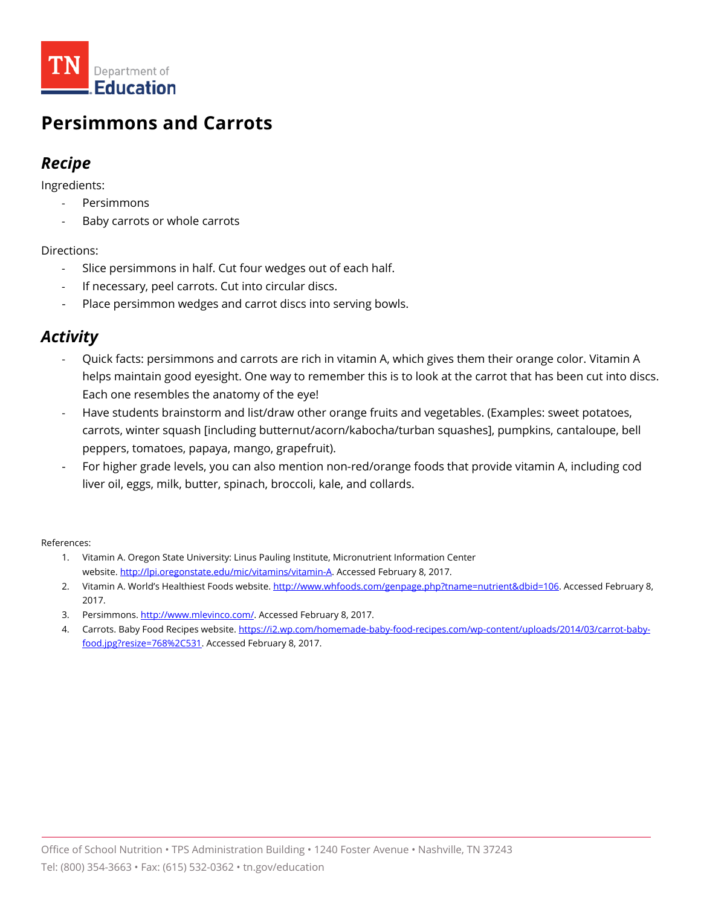# Persimmons and Carrots

## *Recipe*

Ingredients:

- Persimmons
- Baby carrots or whole carrots

Directions:

- Slice persimmons in half. Cut four wedges out of each half.
- If necessary, peel carrots. Cut into circular discs.
- Place persimmon wedges and carrot discs into serving bowls.

## *Activity*

- Quick facts: persimmons and carrots are rich in vitamin A, which gives them their orange color. Vitamin A helps maintain good eyesight. One way to remember this is to look at the carrot that has been cut into discs. Each one resembles the anatomy of the eye!
- Have students brainstorm and list/draw other orange fruits and vegetables. (Examples: sweet potatoes, carrots, winter squash [including butternut/acorn/kabocha/turban squashes], pumpkins, cantaloupe, bell peppers, tomatoes, papaya, mango, grapefruit).
- For higher grade levels, you can also mention non-red/orange foods that provide vitamin A, including cod liver oil, eggs, milk, butter, spinach, broccoli, kale, and collards.

References:

1. Vitamin A. Oregon State University: Linus Pauling Institute, Micronutrient Information Center website. http://lpi.oregonstate.edu/mic/vitamins/vitamin-A. Accessed February 8, 2017.
2. Vitamin A. World's Healthiest Foods website. http://www.whfoods.com/genpage.php?tname=nutrient&dbid=106. Accessed February 8, 2017.
3. Persimmons. http://www.mlevinco.com/. Accessed February 8, 2017.
4. Carrots. Baby Food Recipes website. https://i2.wp.com/homemade-baby-food-recipes.com/wp-content/uploads/2014/03/carrot-baby-food.jpg?resize=768%2C531. Accessed February 8, 2017.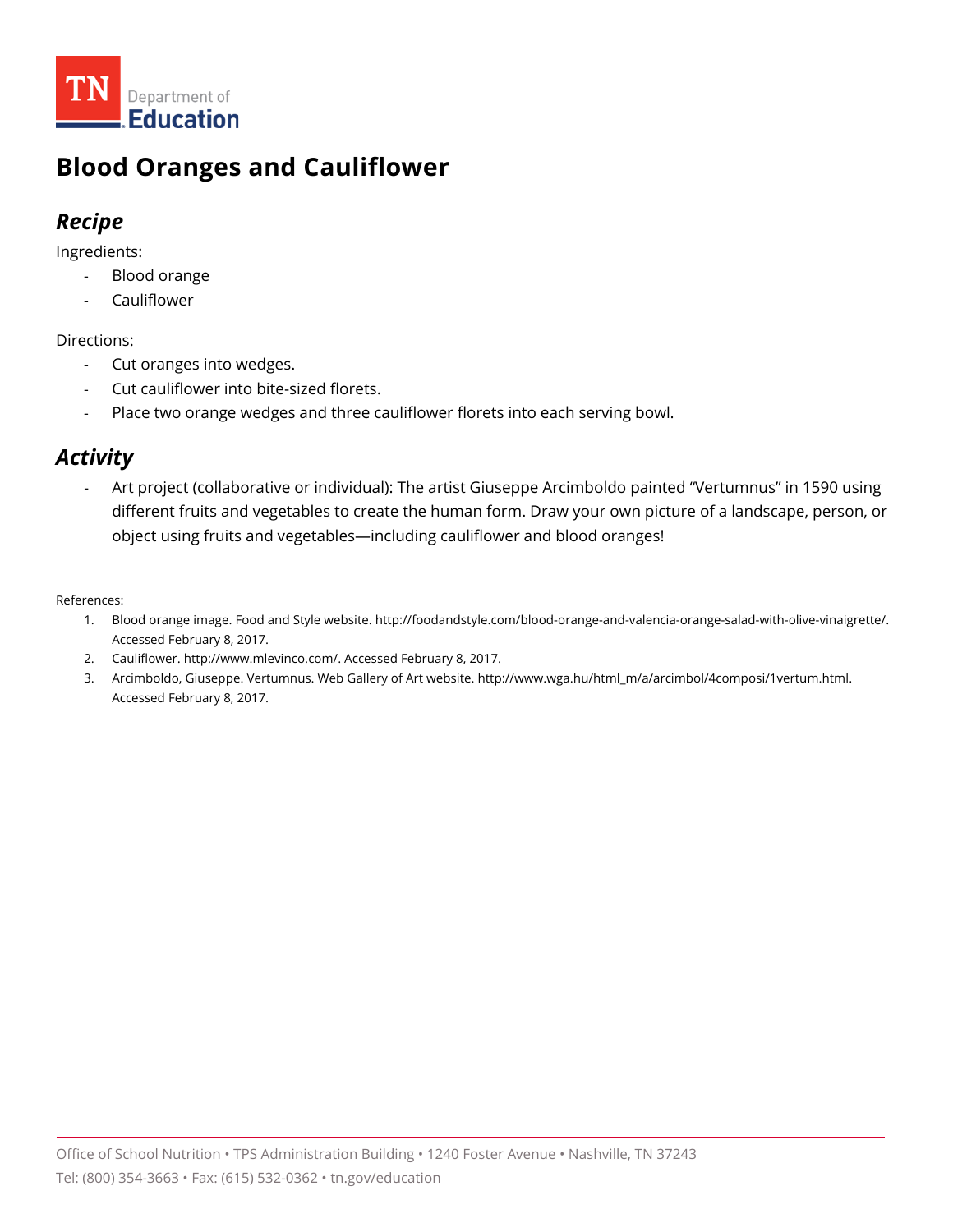# Blood Oranges and Cauliflower

## *Recipe*

Ingredients:

- Blood orange
- Cauliflower

Directions:

- Cut oranges into wedges.
- Cut cauliflower into bite-sized florets.
- Place two orange wedges and three cauliflower florets into each serving bowl.

## *Activity*

- Art project (collaborative or individual): The artist Giuseppe Arcimboldo painted "Vertumnus" in 1590 using different fruits and vegetables to create the human form. Draw your own picture of a landscape, person, or object using fruits and vegetables—including cauliflower and blood oranges!

References:

1. Blood orange image. Food and Style website. http://foodandstyle.com/blood-orange-and-valencia-orange-salad-with-olive-vinaigrette/. Accessed February 8, 2017.
2. Cauliflower. http://www.mlevinco.com/. Accessed February 8, 2017.
3. Arcimboldo, Giuseppe. Vertumnus. Web Gallery of Art website. http://www.wga.hu/html_m/a/arcimbol/4composi/1vertum.html. Accessed February 8, 2017.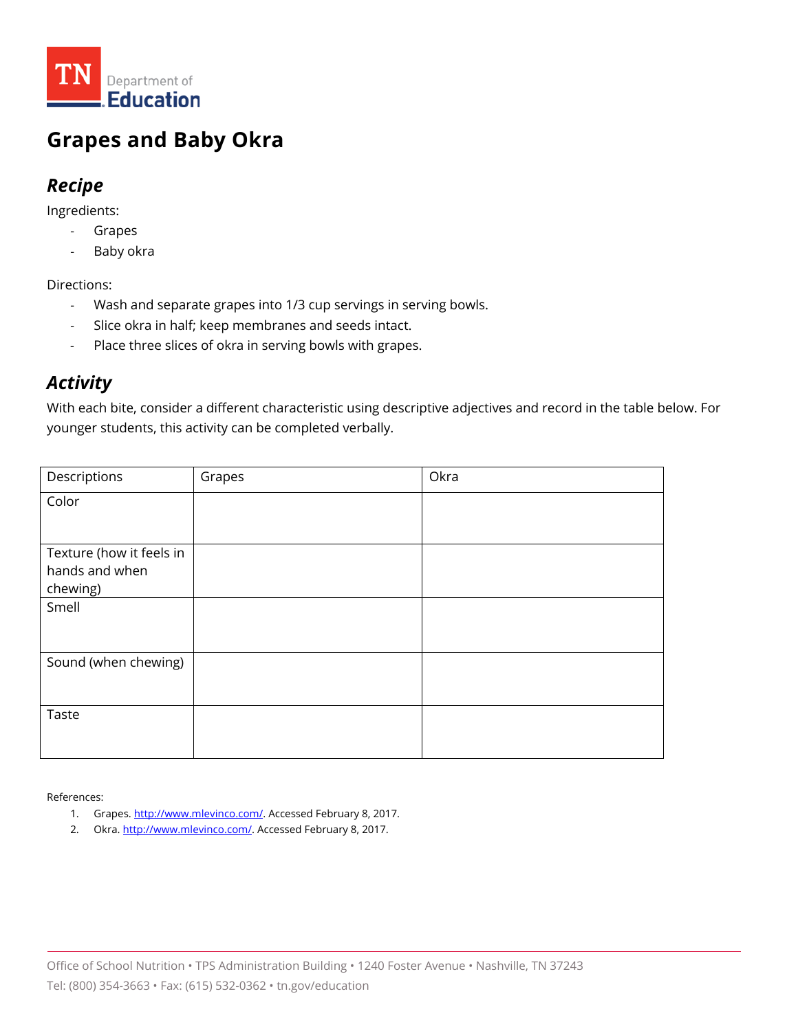TN Department of Education

# Grapes and Baby Okra

## *Recipe*

Ingredients:

- Grapes
- Baby okra

Directions:

- Wash and separate grapes into 1/3 cup servings in serving bowls.
- Slice okra in half; keep membranes and seeds intact.
- Place three slices of okra in serving bowls with grapes.

## *Activity*

With each bite, consider a different characteristic using descriptive adjectives and record in the table below. For younger students, this activity can be completed verbally.

| Descriptions | Grapes | Okra |
|---|---|---|
| Color | | |
| Texture (how it feels in hands and when chewing) | | |
| Smell | | |
| Sound (when chewing) | | |
| Taste | | |

References:

1. Grapes. http://www.mlevinco.com/. Accessed February 8, 2017.
2. Okra. http://www.mlevinco.com/. Accessed February 8, 2017.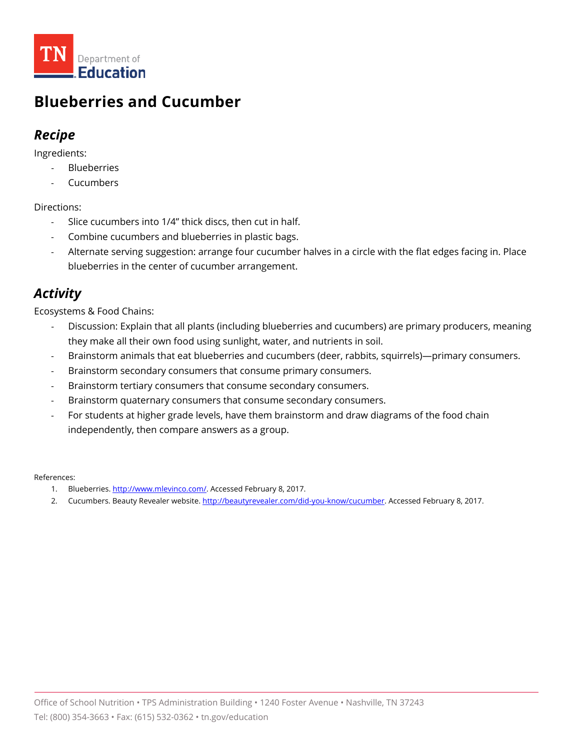# Blueberries and Cucumber

## *Recipe*

Ingredients:

- Blueberries
- Cucumbers

Directions:

- Slice cucumbers into 1/4" thick discs, then cut in half.
- Combine cucumbers and blueberries in plastic bags.
- Alternate serving suggestion: arrange four cucumber halves in a circle with the flat edges facing in. Place blueberries in the center of cucumber arrangement.

## *Activity*

Ecosystems & Food Chains:

- Discussion: Explain that all plants (including blueberries and cucumbers) are primary producers, meaning they make all their own food using sunlight, water, and nutrients in soil.
- Brainstorm animals that eat blueberries and cucumbers (deer, rabbits, squirrels)—primary consumers.
- Brainstorm secondary consumers that consume primary consumers.
- Brainstorm tertiary consumers that consume secondary consumers.
- Brainstorm quaternary consumers that consume secondary consumers.
- For students at higher grade levels, have them brainstorm and draw diagrams of the food chain independently, then compare answers as a group.

References:

1. Blueberries. http://www.mlevinco.com/. Accessed February 8, 2017.
2. Cucumbers. Beauty Revealer website. http://beautyrevealer.com/did-you-know/cucumber. Accessed February 8, 2017.